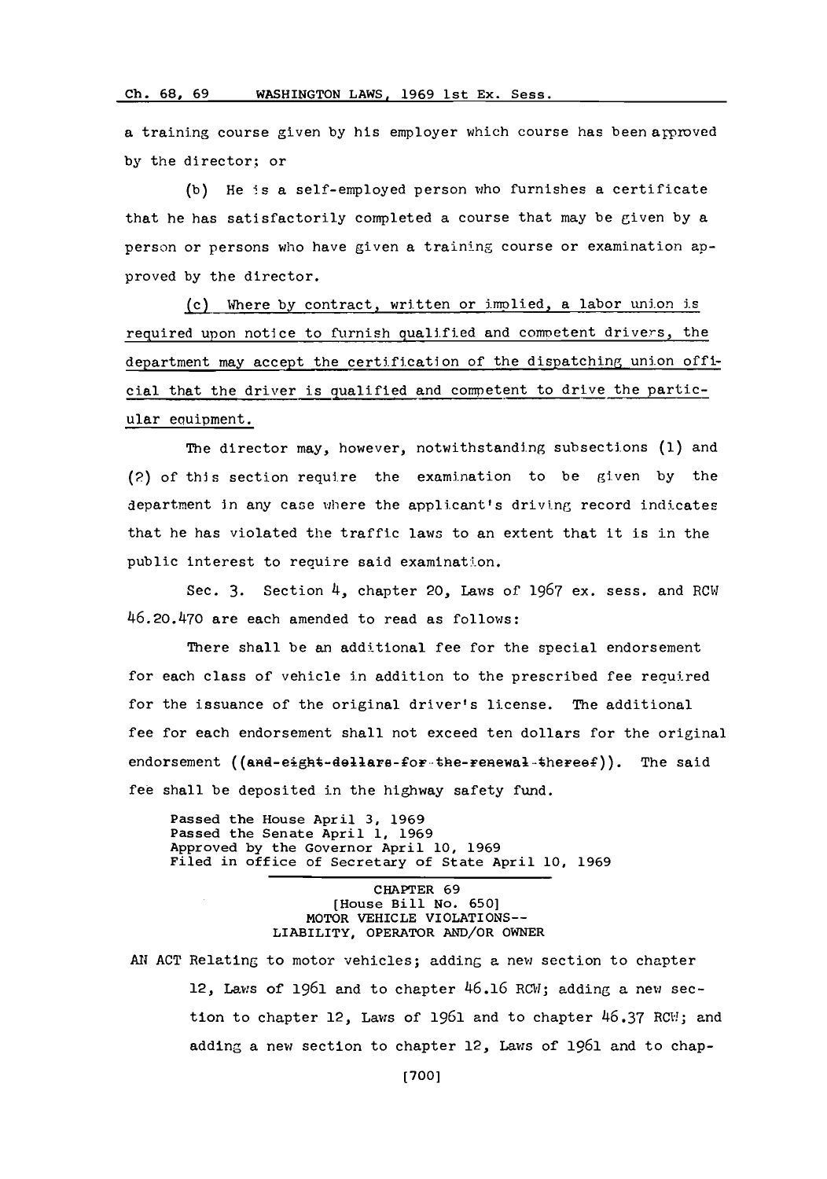a training course given by his employer which course has been approved by the director; or

(b) He is a self-employed person who furnishes a certificate that he has satisfactorily completed a course that may be given by a person or persons who have given a training course or examination approved by the director.

(c) Where by contract, written or implied, a labor union is required upon notice to furnish qualified and competent drivers, the department may accept the certification of the dispatching union official that the driver is qualified and competent to drive the particular equipment.

The director may, however, notwithstanding subsections (1) and (2) of this section require the examination to be given by the department in any case where the applicant's driving record indicates that he has violated the traffic laws to an extent that it is in the public interest to require said examination.

Sec. 3. Section 4, chapter 20, Laws of 1967 ex. sess. and RCW 46.20.470 are each amended to read as follows:

There shall be an additional fee for the special endorsement for each class of vehicle in addition to the prescribed fee required for the issuance of the original driver's license. The additional fee for each endorsement shall not exceed ten dollars for the original endorsement ((~~and eight dollars for the renewal thereof~~)). The said fee shall be deposited in the highway safety fund.

Passed the House April 3, 1969
Passed the Senate April 1, 1969
Approved by the Governor April 10, 1969
Filed in office of Secretary of State April 10, 1969

---

## CHAPTER 69
### [House Bill No. 650]
### MOTOR VEHICLE VIOLATIONS-- LIABILITY, OPERATOR AND/OR OWNER

AN ACT Relating to motor vehicles; adding a new section to chapter 12, Laws of 1961 and to chapter 46.16 RCW; adding a new section to chapter 12, Laws of 1961 and to chapter 46.37 RCW; and adding a new section to chapter 12, Laws of 1961 and to chap-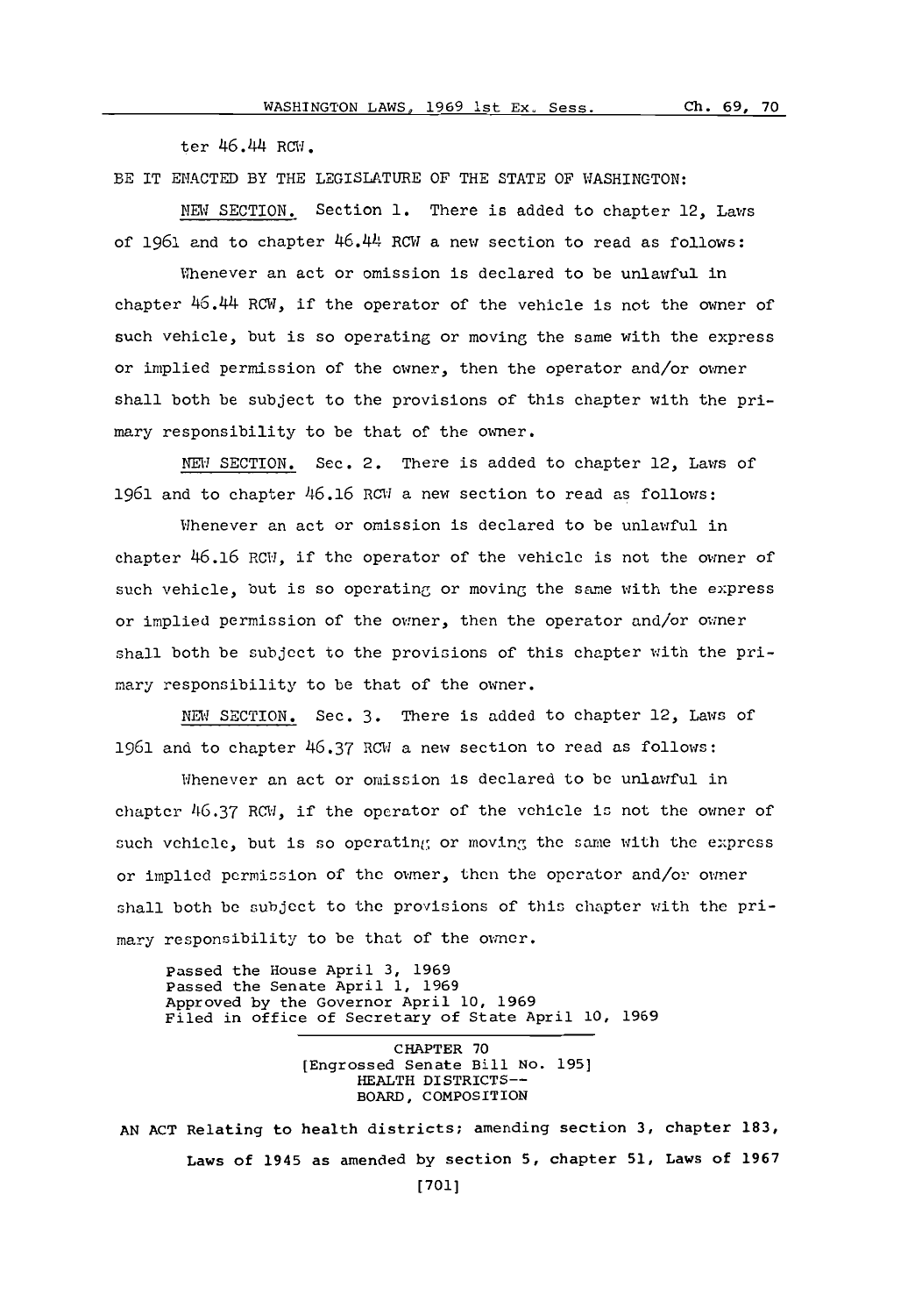ter 46.44 RCW.

BE IT ENACTED BY THE LEGISLATURE OF THE STATE OF WASHINGTON:

NEW SECTION. Section 1. There is added to chapter 12, Laws of 1961 and to chapter 46.44 RCW a new section to read as follows:

Whenever an act or omission is declared to be unlawful in chapter 46.44 RCW, if the operator of the vehicle is not the owner of such vehicle, but is so operating or moving the same with the express or implied permission of the owner, then the operator and/or owner shall both be subject to the provisions of this chapter with the primary responsibility to be that of the owner.

NEW SECTION. Sec. 2. There is added to chapter 12, Laws of 1961 and to chapter 46.16 RCW a new section to read as follows:

Whenever an act or omission is declared to be unlawful in chapter 46.16 RCW, if the operator of the vehicle is not the owner of such vehicle, but is so operating or moving the same with the express or implied permission of the owner, then the operator and/or owner shall both be subject to the provisions of this chapter with the primary responsibility to be that of the owner.

NEW SECTION. Sec. 3. There is added to chapter 12, Laws of 1961 and to chapter 46.37 RCW a new section to read as follows:

Whenever an act or omission is declared to be unlawful in chapter 46.37 RCW, if the operator of the vehicle is not the owner of such vehicle, but is so operating or moving the same with the express or implied permission of the owner, then the operator and/or owner shall both be subject to the provisions of this chapter with the primary responsibility to be that of the owner.

Passed the House April 3, 1969
Passed the Senate April 1, 1969
Approved by the Governor April 10, 1969
Filed in office of Secretary of State April 10, 1969

CHAPTER 70
[Engrossed Senate Bill No. 195]
HEALTH DISTRICTS--
BOARD, COMPOSITION

AN ACT Relating to health districts; amending section 3, chapter 183, Laws of 1945 as amended by section 5, chapter 51, Laws of 1967